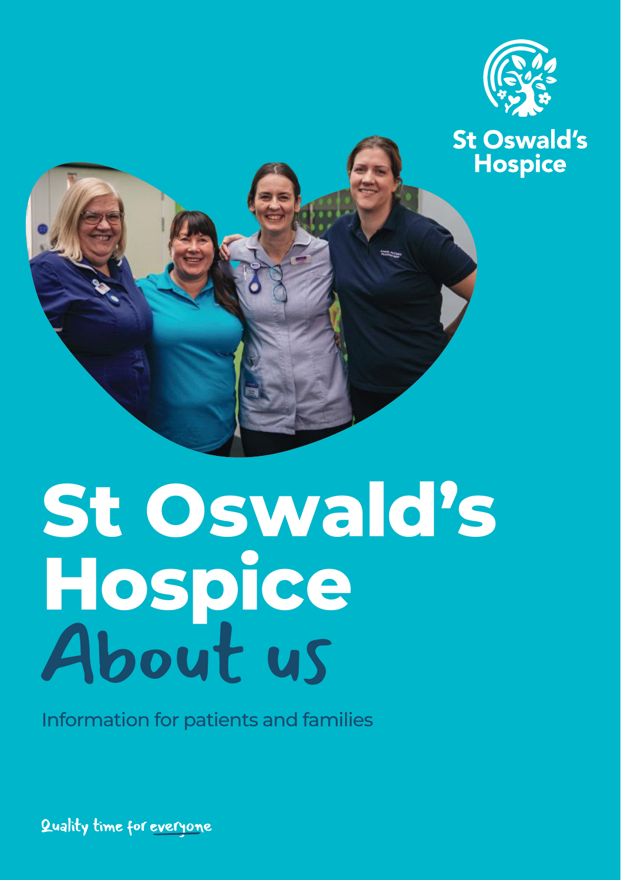St Oswald's Hospice

# St Oswald's Hospice About us

Information for patients and families

Quality time for everyone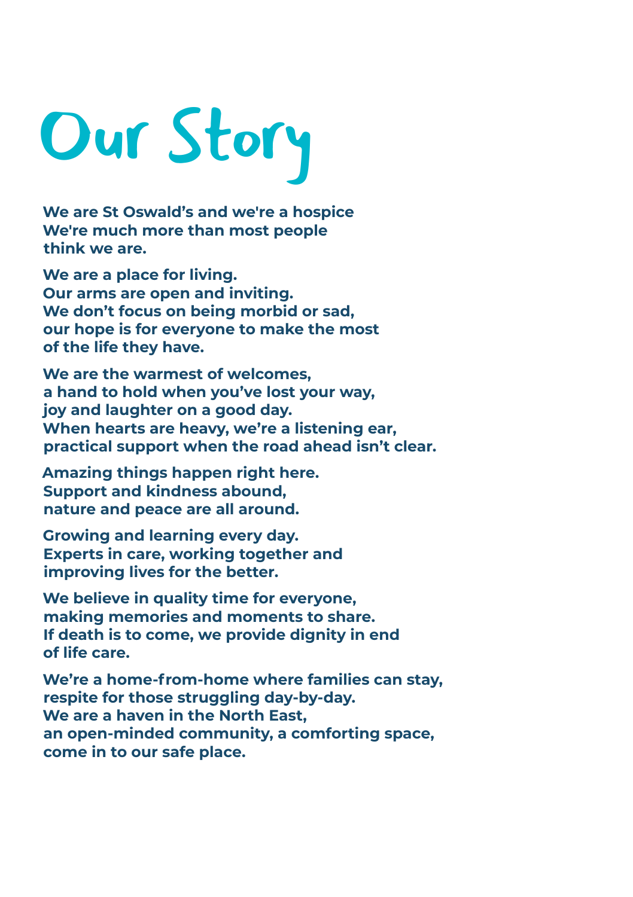# Our Story

**We are St Oswald's and we're a hospice**
**We're much more than most people**
**think we are.**

**We are a place for living.**
**Our arms are open and inviting.**
**We don't focus on being morbid or sad,**
**our hope is for everyone to make the most**
**of the life they have.**

**We are the warmest of welcomes,**
**a hand to hold when you've lost your way,**
**joy and laughter on a good day.**
**When hearts are heavy, we're a listening ear,**
**practical support when the road ahead isn't clear.**

**Amazing things happen right here.**
**Support and kindness abound,**
**nature and peace are all around.**

**Growing and learning every day.**
**Experts in care, working together and**
**improving lives for the better.**

**We believe in quality time for everyone,**
**making memories and moments to share.**
**If death is to come, we provide dignity in end**
**of life care.**

**We're a home-from-home where families can stay,**
**respite for those struggling day-by-day.**
**We are a haven in the North East,**
**an open-minded community, a comforting space,**
**come in to our safe place.**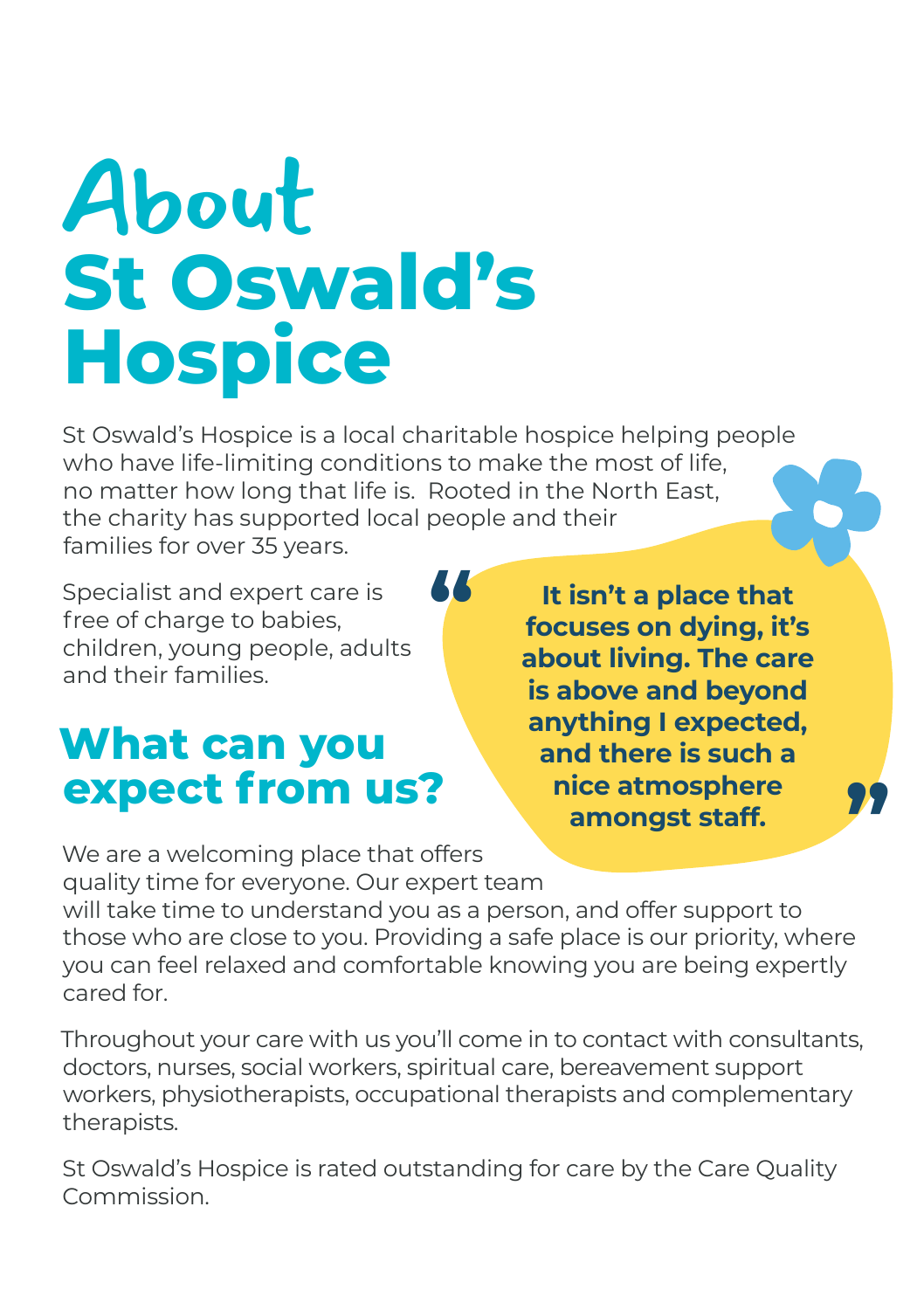# About St Oswald's Hospice

St Oswald's Hospice is a local charitable hospice helping people who have life-limiting conditions to make the most of life, no matter how long that life is. Rooted in the North East, the charity has supported local people and their families for over 35 years.

Specialist and expert care is free of charge to babies, children, young people, adults and their families.

> **"It isn't a place that focuses on dying, it's about living. The care is above and beyond anything I expected, and there is such a nice atmosphere amongst staff."**

## What can you expect from us?

We are a welcoming place that offers quality time for everyone. Our expert team will take time to understand you as a person, and offer support to those who are close to you. Providing a safe place is our priority, where you can feel relaxed and comfortable knowing you are being expertly cared for.

Throughout your care with us you'll come in to contact with consultants, doctors, nurses, social workers, spiritual care, bereavement support workers, physiotherapists, occupational therapists and complementary therapists.

St Oswald's Hospice is rated outstanding for care by the Care Quality Commission.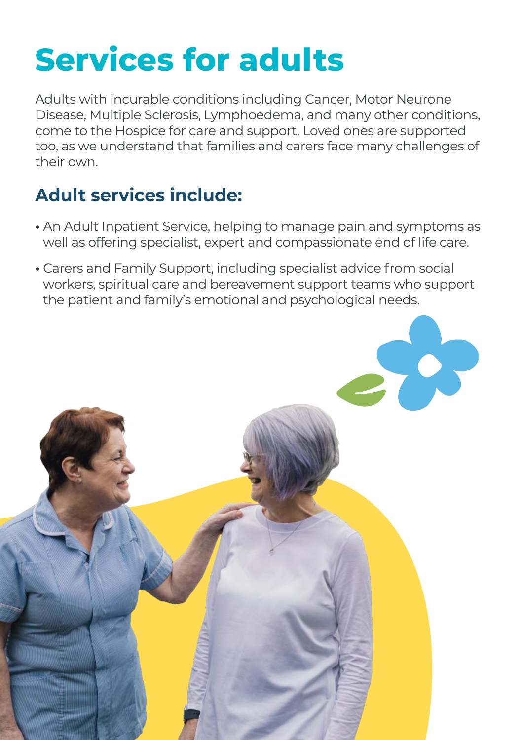# Services for adults

Adults with incurable conditions including Cancer, Motor Neurone Disease, Multiple Sclerosis, Lymphoedema, and many other conditions, come to the Hospice for care and support. Loved ones are supported too, as we understand that families and carers face many challenges of their own.

## Adult services include:

- An Adult Inpatient Service, helping to manage pain and symptoms as well as offering specialist, expert and compassionate end of life care.
- Carers and Family Support, including specialist advice from social workers, spiritual care and bereavement support teams who support the patient and family's emotional and psychological needs.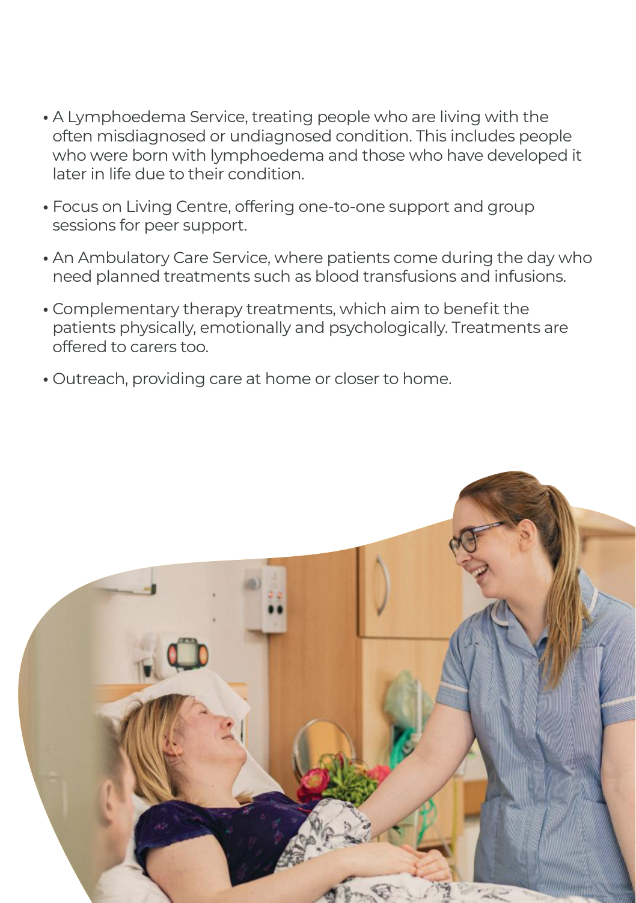- A Lymphoedema Service, treating people who are living with the often misdiagnosed or undiagnosed condition. This includes people who were born with lymphoedema and those who have developed it later in life due to their condition.
- Focus on Living Centre, offering one-to-one support and group sessions for peer support.
- An Ambulatory Care Service, where patients come during the day who need planned treatments such as blood transfusions and infusions.
- Complementary therapy treatments, which aim to benefit the patients physically, emotionally and psychologically. Treatments are offered to carers too.
- Outreach, providing care at home or closer to home.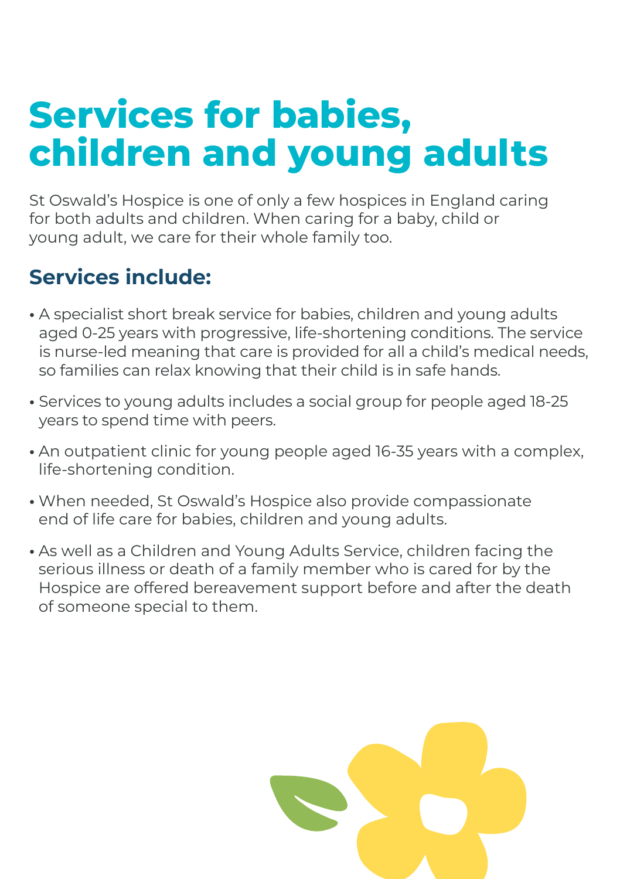# Services for babies, children and young adults

St Oswald's Hospice is one of only a few hospices in England caring for both adults and children. When caring for a baby, child or young adult, we care for their whole family too.

## Services include:

- A specialist short break service for babies, children and young adults aged 0-25 years with progressive, life-shortening conditions. The service is nurse-led meaning that care is provided for all a child's medical needs, so families can relax knowing that their child is in safe hands.
- Services to young adults includes a social group for people aged 18-25 years to spend time with peers.
- An outpatient clinic for young people aged 16-35 years with a complex, life-shortening condition.
- When needed, St Oswald's Hospice also provide compassionate end of life care for babies, children and young adults.
- As well as a Children and Young Adults Service, children facing the serious illness or death of a family member who is cared for by the Hospice are offered bereavement support before and after the death of someone special to them.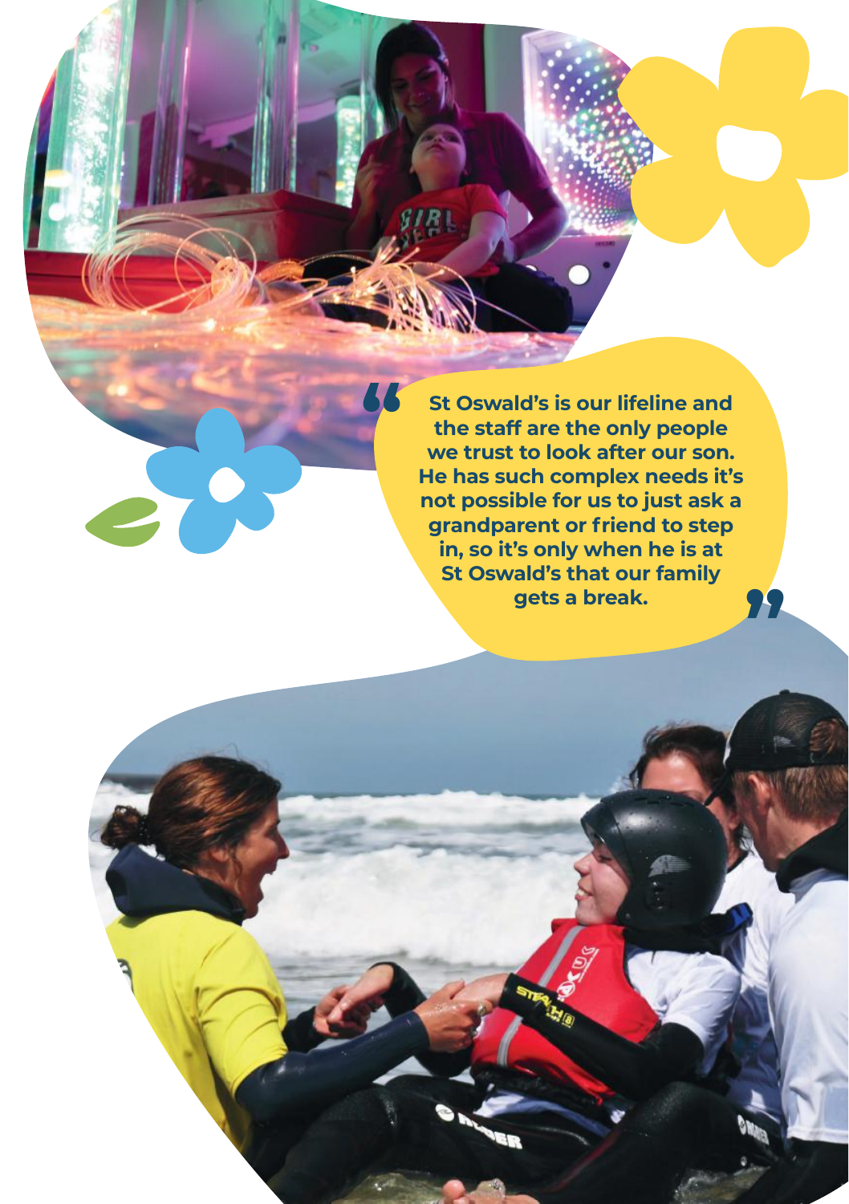> "St Oswald's is our lifeline and the staff are the only people we trust to look after our son. He has such complex needs it's not possible for us to just ask a grandparent or friend to step in, so it's only when he is at St Oswald's that our family gets a break."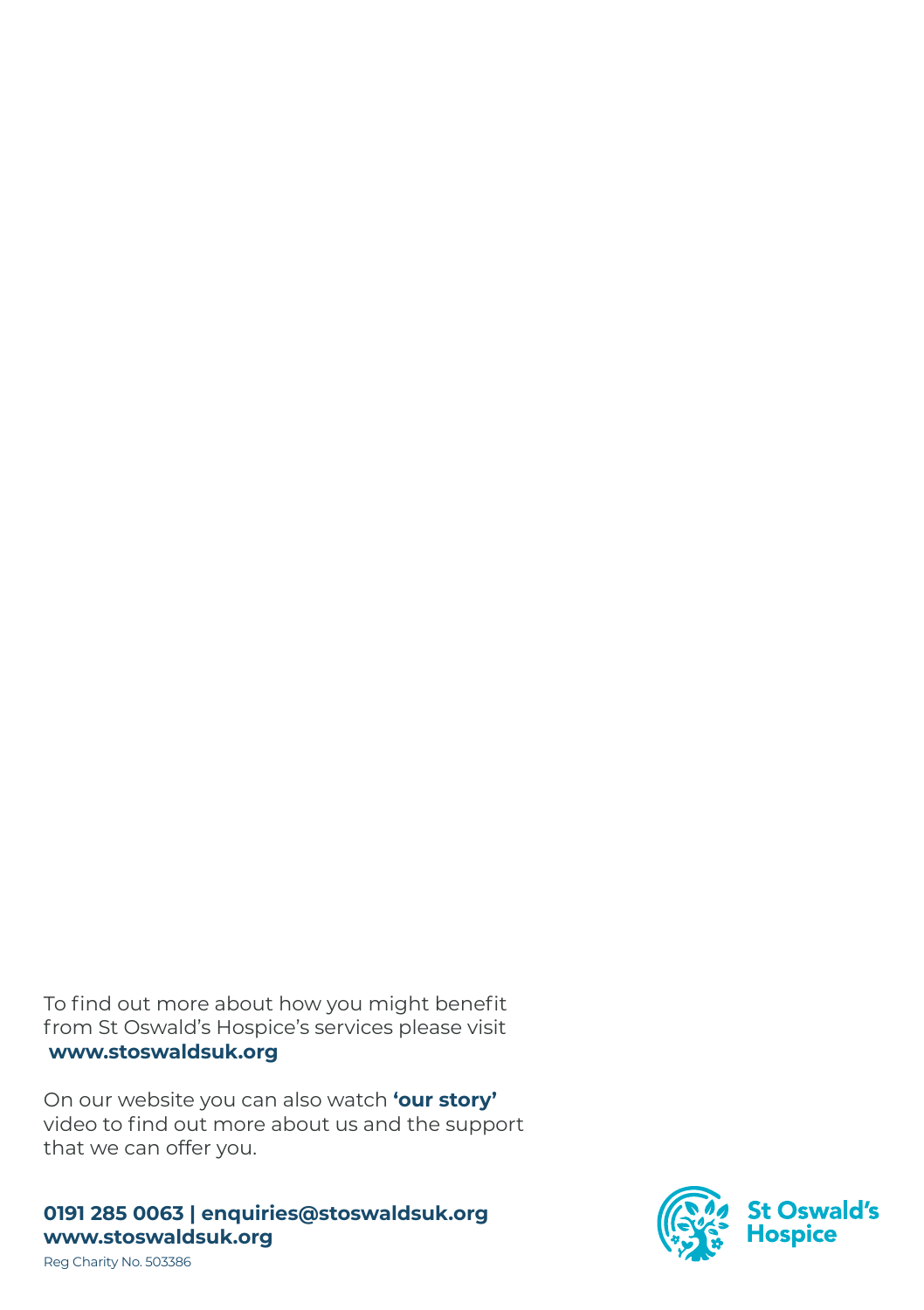To find out more about how you might benefit from St Oswald's Hospice's services please visit **www.stoswaldsuk.org**

On our website you can also watch **'our story'** video to find out more about us and the support that we can offer you.

**0191 285 0063 | enquiries@stoswaldsuk.org**
**www.stoswaldsuk.org**

Reg Charity No. 503386

St Oswald's Hospice